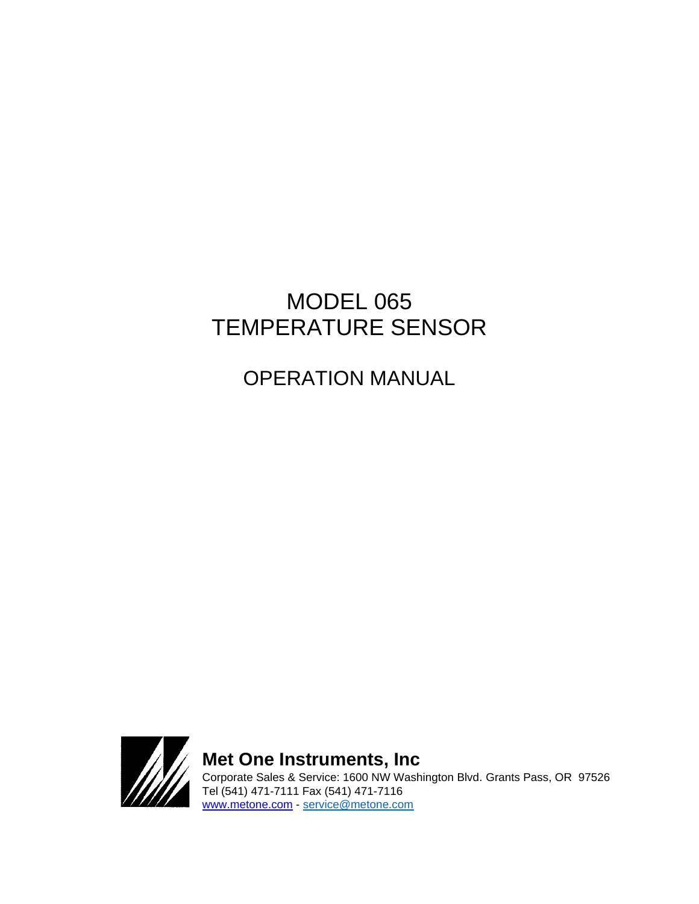# MODEL 065
# TEMPERATURE SENSOR

## OPERATION MANUAL

**Met One Instruments, Inc**

Corporate Sales & Service: 1600 NW Washington Blvd. Grants Pass, OR 97526
Tel (541) 471-7111 Fax (541) 471-7116
www.metone.com - service@metone.com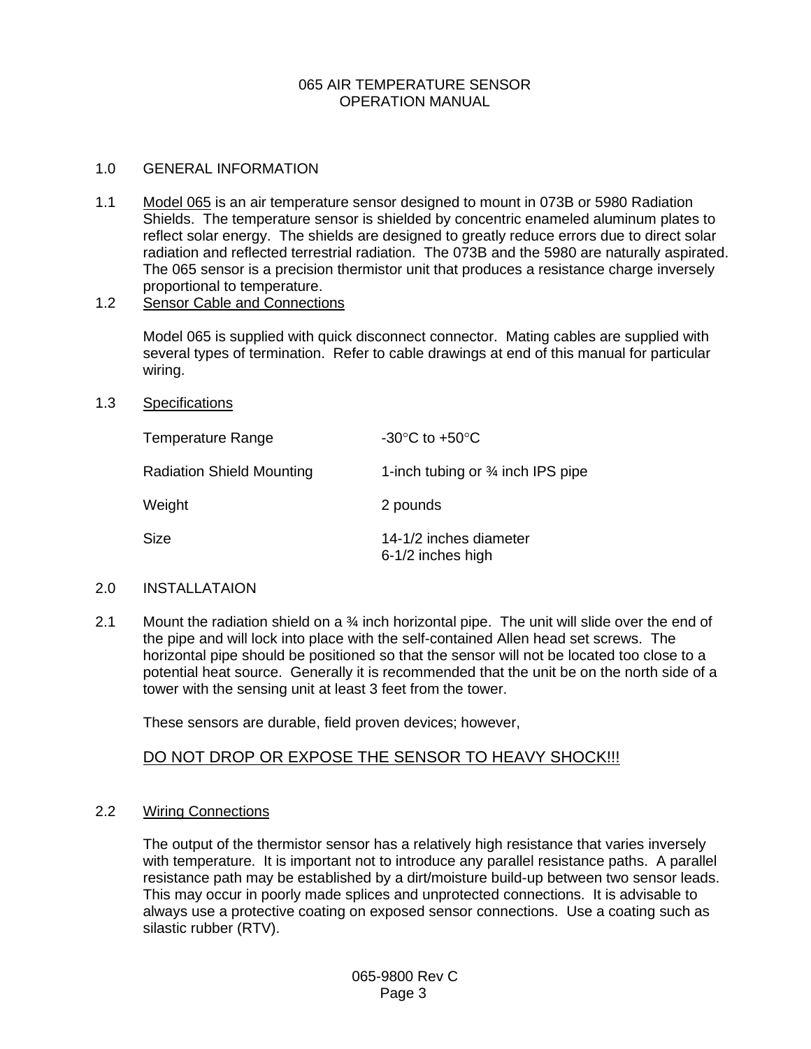# 065 AIR TEMPERATURE SENSOR
# OPERATION MANUAL

## 1.0 GENERAL INFORMATION

1.1 Model 065 is an air temperature sensor designed to mount in 073B or 5980 Radiation Shields. The temperature sensor is shielded by concentric enameled aluminum plates to reflect solar energy. The shields are designed to greatly reduce errors due to direct solar radiation and reflected terrestrial radiation. The 073B and the 5980 are naturally aspirated. The 065 sensor is a precision thermistor unit that produces a resistance charge inversely proportional to temperature.

1.2 Sensor Cable and Connections

Model 065 is supplied with quick disconnect connector. Mating cables are supplied with several types of termination. Refer to cable drawings at end of this manual for particular wiring.

1.3 Specifications

| | |
|---|---|
| Temperature Range | -30°C to +50°C |
| Radiation Shield Mounting | 1-inch tubing or ¾ inch IPS pipe |
| Weight | 2 pounds |
| Size | 14-1/2 inches diameter<br>6-1/2 inches high |

## 2.0 INSTALLATAION

2.1 Mount the radiation shield on a ¾ inch horizontal pipe. The unit will slide over the end of the pipe and will lock into place with the self-contained Allen head set screws. The horizontal pipe should be positioned so that the sensor will not be located too close to a potential heat source. Generally it is recommended that the unit be on the north side of a tower with the sensing unit at least 3 feet from the tower.

These sensors are durable, field proven devices; however,

DO NOT DROP OR EXPOSE THE SENSOR TO HEAVY SHOCK!!!

2.2 Wiring Connections

The output of the thermistor sensor has a relatively high resistance that varies inversely with temperature. It is important not to introduce any parallel resistance paths. A parallel resistance path may be established by a dirt/moisture build-up between two sensor leads. This may occur in poorly made splices and unprotected connections. It is advisable to always use a protective coating on exposed sensor connections. Use a coating such as silastic rubber (RTV).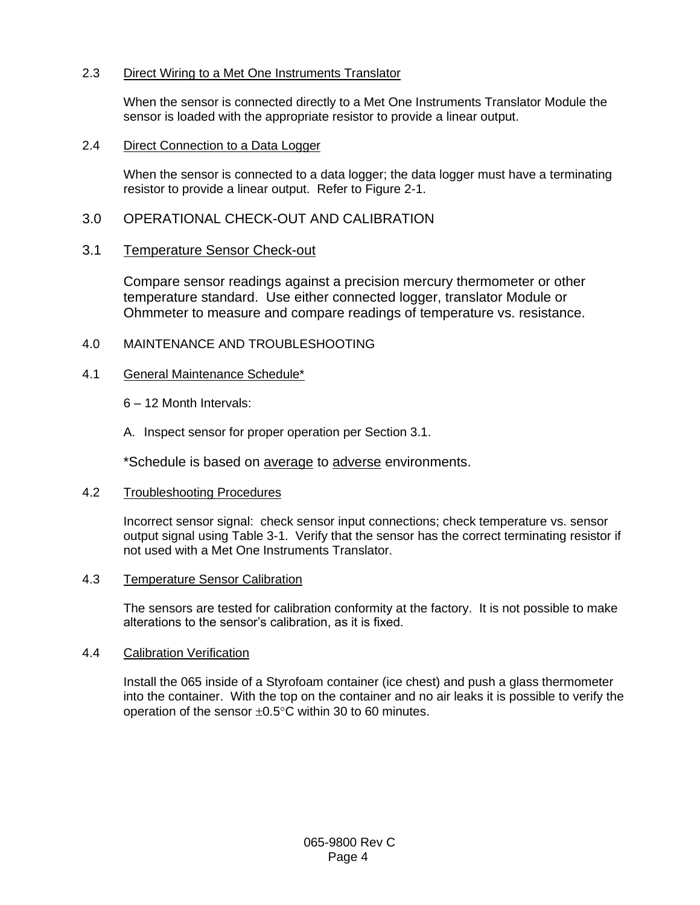### 2.3 Direct Wiring to a Met One Instruments Translator

When the sensor is connected directly to a Met One Instruments Translator Module the sensor is loaded with the appropriate resistor to provide a linear output.

### 2.4 Direct Connection to a Data Logger

When the sensor is connected to a data logger; the data logger must have a terminating resistor to provide a linear output. Refer to Figure 2-1.

## 3.0 OPERATIONAL CHECK-OUT AND CALIBRATION

### 3.1 Temperature Sensor Check-out

Compare sensor readings against a precision mercury thermometer or other temperature standard. Use either connected logger, translator Module or Ohmmeter to measure and compare readings of temperature vs. resistance.

## 4.0 MAINTENANCE AND TROUBLESHOOTING

### 4.1 General Maintenance Schedule*

6 – 12 Month Intervals:

A. Inspect sensor for proper operation per Section 3.1.

*Schedule is based on average to adverse environments.

### 4.2 Troubleshooting Procedures

Incorrect sensor signal: check sensor input connections; check temperature vs. sensor output signal using Table 3-1. Verify that the sensor has the correct terminating resistor if not used with a Met One Instruments Translator.

### 4.3 Temperature Sensor Calibration

The sensors are tested for calibration conformity at the factory. It is not possible to make alterations to the sensor's calibration, as it is fixed.

### 4.4 Calibration Verification

Install the 065 inside of a Styrofoam container (ice chest) and push a glass thermometer into the container. With the top on the container and no air leaks it is possible to verify the operation of the sensor $\pm 0.5°C$ within 30 to 60 minutes.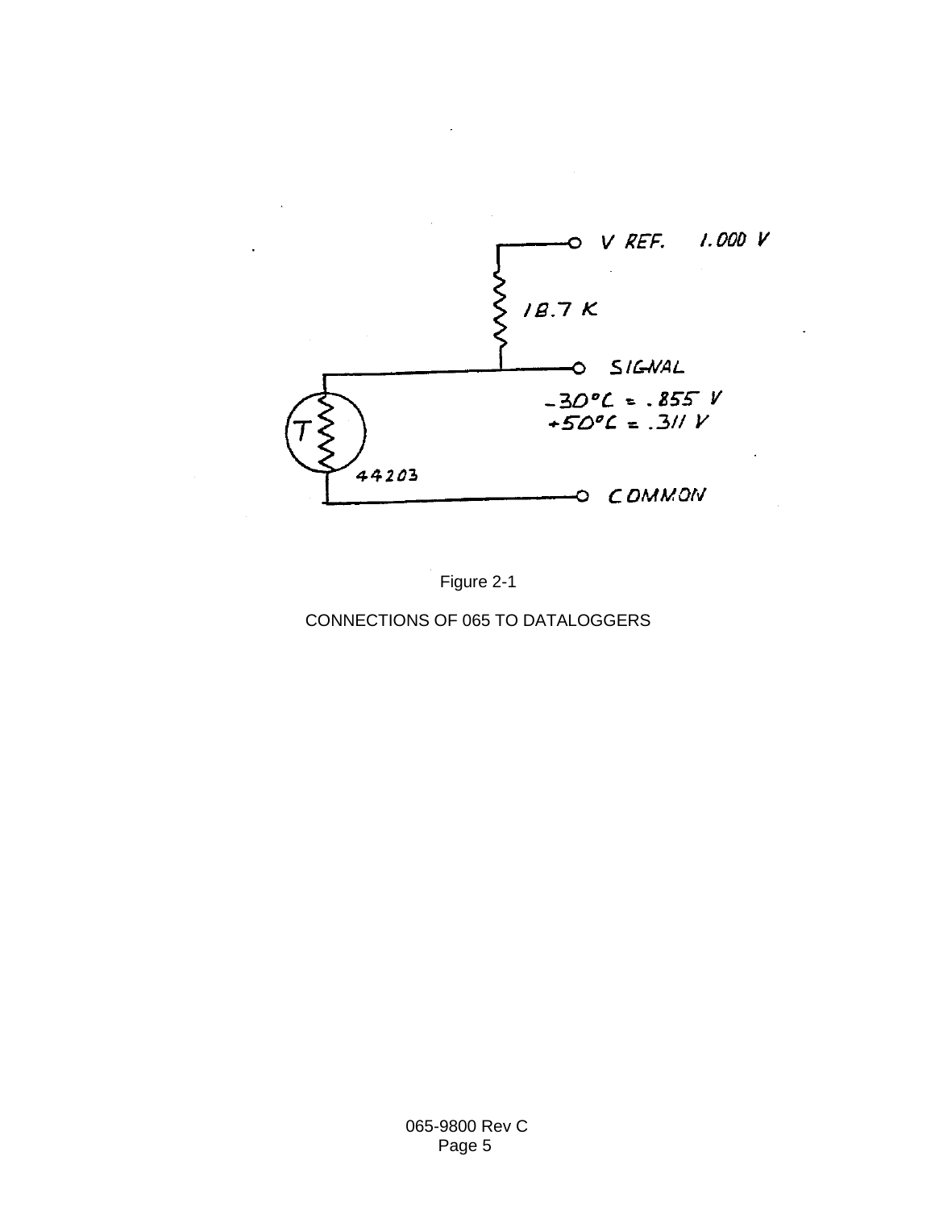V REF. 1.000 V

18.7 K

SIGNAL

−30°C = .855 V
+50°C = .311 V

44203

COMMON

Figure 2-1

CONNECTIONS OF 065 TO DATALOGGERS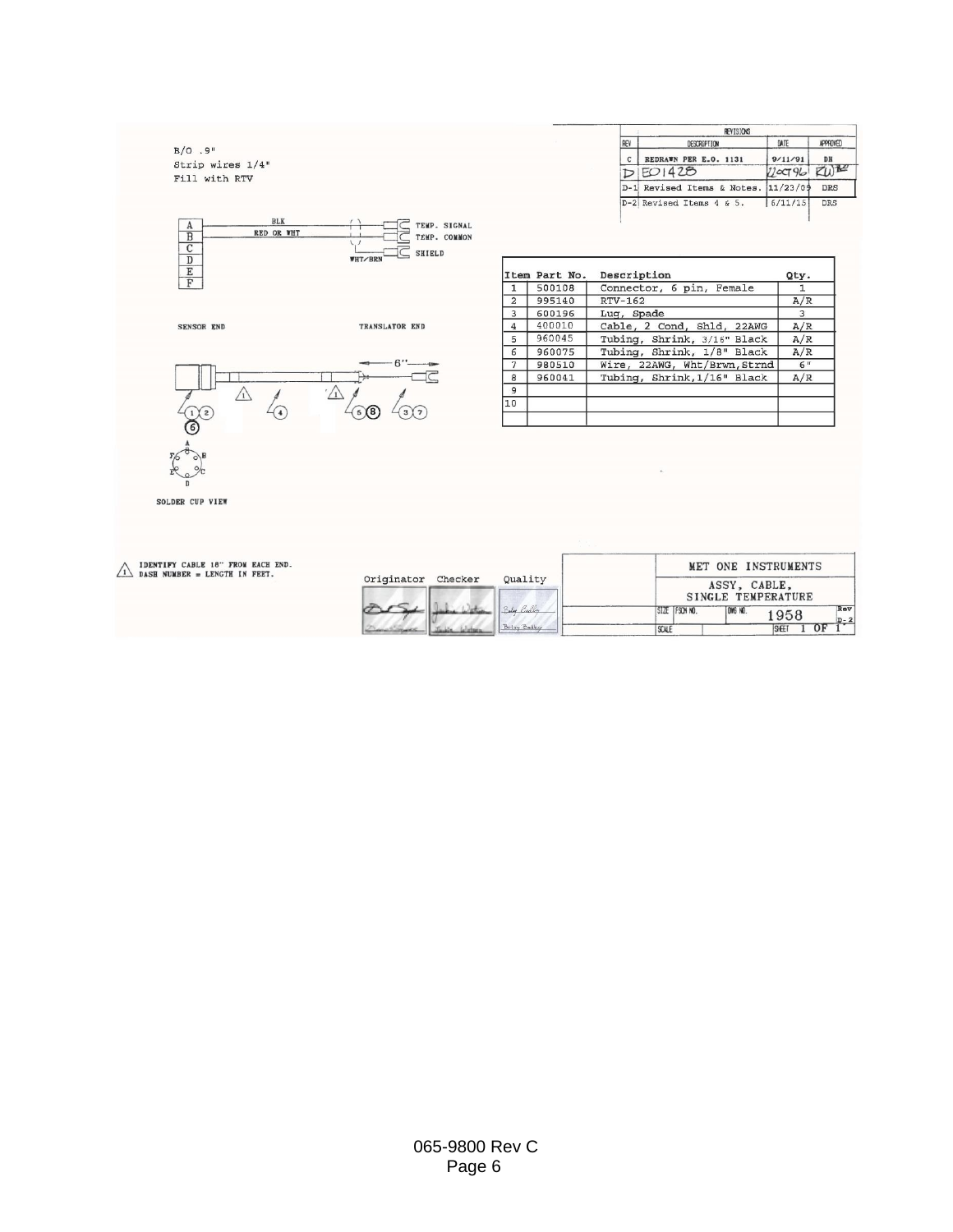B/O .9"
Strip wires 1/4"
Fill with RTV

| REV | DESCRIPTION | DATE | APPROVED |
|---|---|---|---|
| C | REDRAWN PER E.O. 1131 | 9/11/91 | DH |
| D | EO1428 | 22OCT96 | RW |
| D-1 | Revised Items & Notes. | 11/23/09 | DRS |
| D-2 | Revised Items 4 & 5. | 6/11/15 | DRS |

A — BLK — TEMP. SIGNAL
B — RED OR WHT — TEMP. COMMON
C
D — WHT/BRN — SHIELD
E
F

SENSOR END

TRANSLATOR END

6"

SOLDER CUP VIEW

| Item | Part No. | Description | Qty. |
|---|---|---|---|
| 1 | 500108 | Connector, 6 pin, Female | 1 |
| 2 | 995140 | RTV-162 | A/R |
| 3 | 600196 | Lug, Spade | 3 |
| 4 | 400010 | Cable, 2 Cond, Shld, 22AWG | A/R |
| 5 | 960045 | Tubing, Shrink, 3/16" Black | A/R |
| 6 | 960075 | Tubing, Shrink, 1/8" Black | A/R |
| 7 | 980510 | Wire, 22AWG, Wht/Brwn,Strnd | 6" |
| 8 | 960041 | Tubing, Shrink,1/16" Black | A/R |
| 9 | | | |
| 10 | | | |

1. IDENTIFY CABLE 18" FROM EACH END. DASH NUMBER = LENGTH IN FEET.

Originator Checker Quality

MET ONE INSTRUMENTS

ASSY, CABLE, SINGLE TEMPERATURE

SIZE | FSCM NO. | DWG NO. 1958 | Rev D-2

SCALE | SHEET 1 OF 1

065-9800 Rev C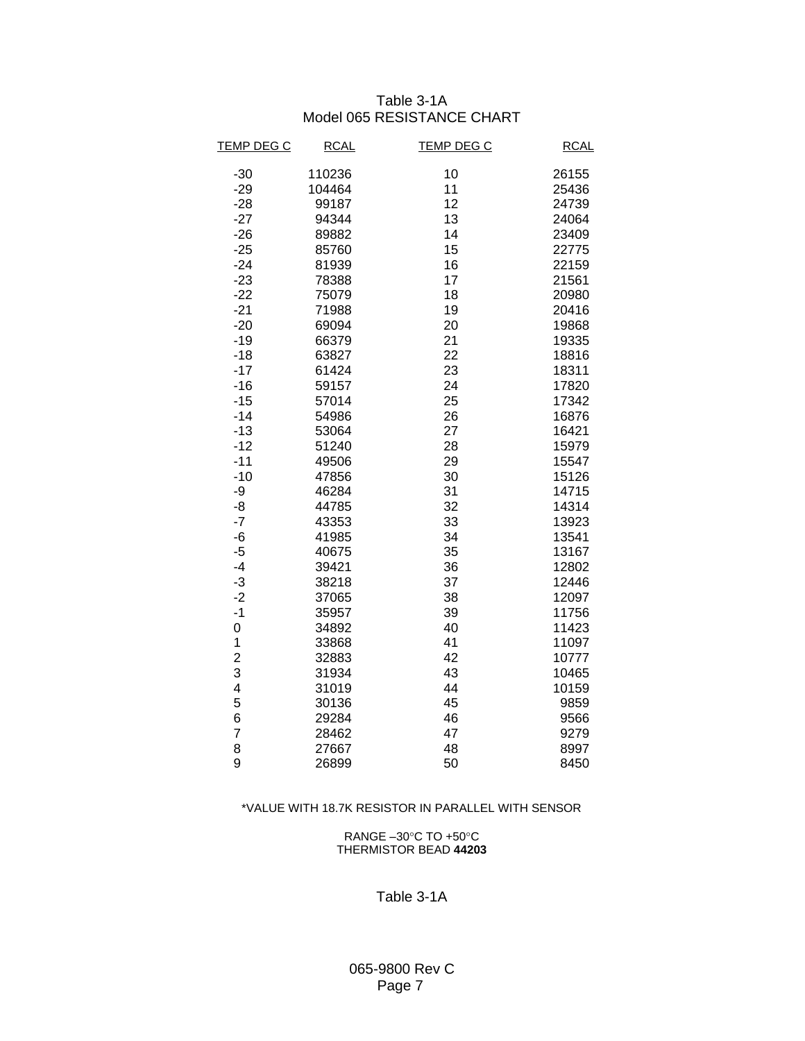Table 3-1A
Model 065 RESISTANCE CHART

| TEMP DEG C | RCAL | TEMP DEG C | RCAL |
|---|---|---|---|
| -30 | 110236 | 10 | 26155 |
| -29 | 104464 | 11 | 25436 |
| -28 | 99187 | 12 | 24739 |
| -27 | 94344 | 13 | 24064 |
| -26 | 89882 | 14 | 23409 |
| -25 | 85760 | 15 | 22775 |
| -24 | 81939 | 16 | 22159 |
| -23 | 78388 | 17 | 21561 |
| -22 | 75079 | 18 | 20980 |
| -21 | 71988 | 19 | 20416 |
| -20 | 69094 | 20 | 19868 |
| -19 | 66379 | 21 | 19335 |
| -18 | 63827 | 22 | 18816 |
| -17 | 61424 | 23 | 18311 |
| -16 | 59157 | 24 | 17820 |
| -15 | 57014 | 25 | 17342 |
| -14 | 54986 | 26 | 16876 |
| -13 | 53064 | 27 | 16421 |
| -12 | 51240 | 28 | 15979 |
| -11 | 49506 | 29 | 15547 |
| -10 | 47856 | 30 | 15126 |
| -9 | 46284 | 31 | 14715 |
| -8 | 44785 | 32 | 14314 |
| -7 | 43353 | 33 | 13923 |
| -6 | 41985 | 34 | 13541 |
| -5 | 40675 | 35 | 13167 |
| -4 | 39421 | 36 | 12802 |
| -3 | 38218 | 37 | 12446 |
| -2 | 37065 | 38 | 12097 |
| -1 | 35957 | 39 | 11756 |
| 0 | 34892 | 40 | 11423 |
| 1 | 33868 | 41 | 11097 |
| 2 | 32883 | 42 | 10777 |
| 3 | 31934 | 43 | 10465 |
| 4 | 31019 | 44 | 10159 |
| 5 | 30136 | 45 | 9859 |
| 6 | 29284 | 46 | 9566 |
| 7 | 28462 | 47 | 9279 |
| 8 | 27667 | 48 | 8997 |
| 9 | 26899 | 50 | 8450 |

*VALUE WITH 18.7K RESISTOR IN PARALLEL WITH SENSOR

RANGE –30°C TO +50°C
THERMISTOR BEAD **44203**

Table 3-1A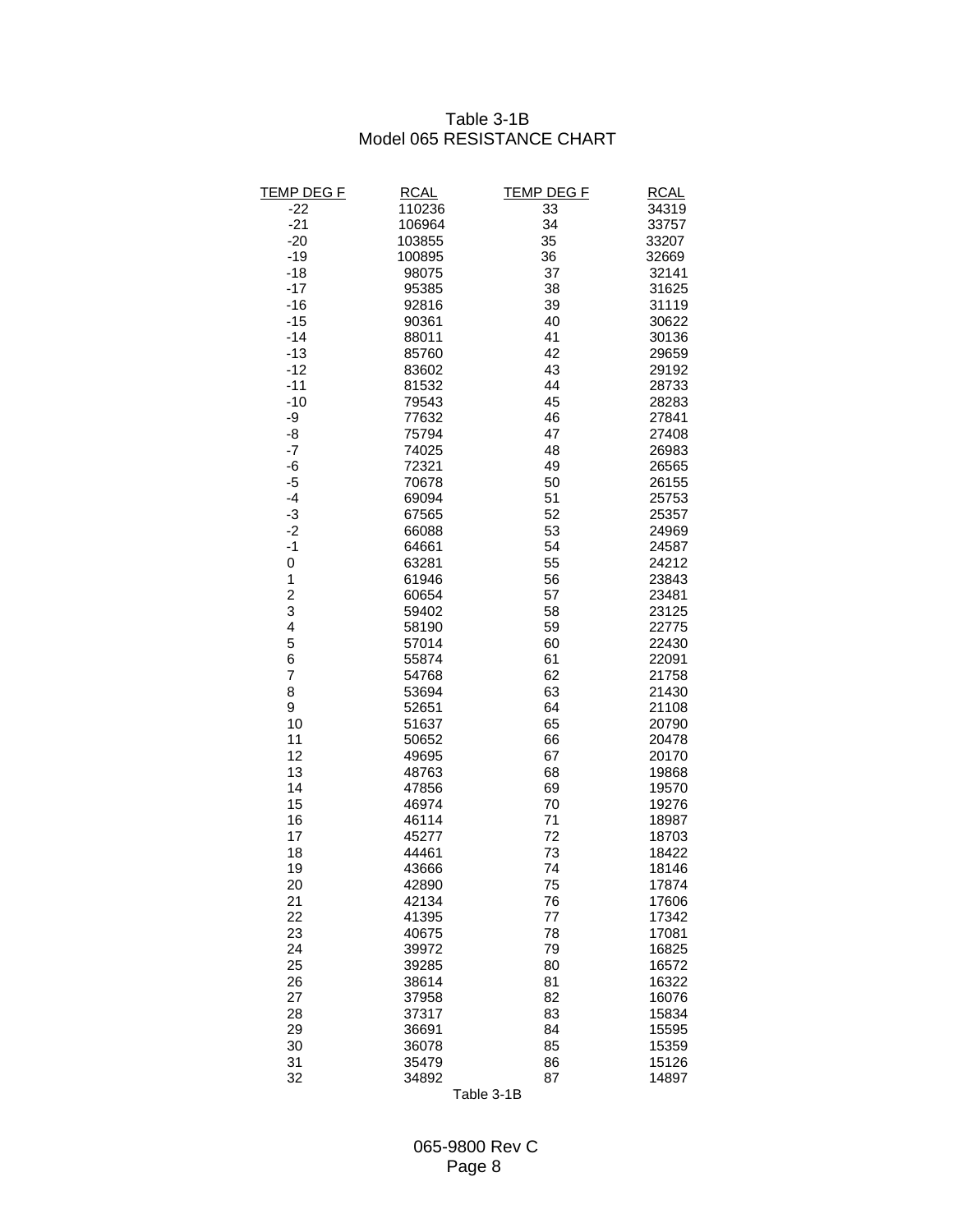# Table 3-1B
## Model 065 RESISTANCE CHART

| TEMP DEG F | RCAL | TEMP DEG F | RCAL |
|---|---|---|---|
| -22 | 110236 | 33 | 34319 |
| -21 | 106964 | 34 | 33757 |
| -20 | 103855 | 35 | 33207 |
| -19 | 100895 | 36 | 32669 |
| -18 | 98075 | 37 | 32141 |
| -17 | 95385 | 38 | 31625 |
| -16 | 92816 | 39 | 31119 |
| -15 | 90361 | 40 | 30622 |
| -14 | 88011 | 41 | 30136 |
| -13 | 85760 | 42 | 29659 |
| -12 | 83602 | 43 | 29192 |
| -11 | 81532 | 44 | 28733 |
| -10 | 79543 | 45 | 28283 |
| -9 | 77632 | 46 | 27841 |
| -8 | 75794 | 47 | 27408 |
| -7 | 74025 | 48 | 26983 |
| -6 | 72321 | 49 | 26565 |
| -5 | 70678 | 50 | 26155 |
| -4 | 69094 | 51 | 25753 |
| -3 | 67565 | 52 | 25357 |
| -2 | 66088 | 53 | 24969 |
| -1 | 64661 | 54 | 24587 |
| 0 | 63281 | 55 | 24212 |
| 1 | 61946 | 56 | 23843 |
| 2 | 60654 | 57 | 23481 |
| 3 | 59402 | 58 | 23125 |
| 4 | 58190 | 59 | 22775 |
| 5 | 57014 | 60 | 22430 |
| 6 | 55874 | 61 | 22091 |
| 7 | 54768 | 62 | 21758 |
| 8 | 53694 | 63 | 21430 |
| 9 | 52651 | 64 | 21108 |
| 10 | 51637 | 65 | 20790 |
| 11 | 50652 | 66 | 20478 |
| 12 | 49695 | 67 | 20170 |
| 13 | 48763 | 68 | 19868 |
| 14 | 47856 | 69 | 19570 |
| 15 | 46974 | 70 | 19276 |
| 16 | 46114 | 71 | 18987 |
| 17 | 45277 | 72 | 18703 |
| 18 | 44461 | 73 | 18422 |
| 19 | 43666 | 74 | 18146 |
| 20 | 42890 | 75 | 17874 |
| 21 | 42134 | 76 | 17606 |
| 22 | 41395 | 77 | 17342 |
| 23 | 40675 | 78 | 17081 |
| 24 | 39972 | 79 | 16825 |
| 25 | 39285 | 80 | 16572 |
| 26 | 38614 | 81 | 16322 |
| 27 | 37958 | 82 | 16076 |
| 28 | 37317 | 83 | 15834 |
| 29 | 36691 | 84 | 15595 |
| 30 | 36078 | 85 | 15359 |
| 31 | 35479 | 86 | 15126 |
| 32 | 34892 | 87 | 14897 |

Table 3-1B

065-9800 Rev C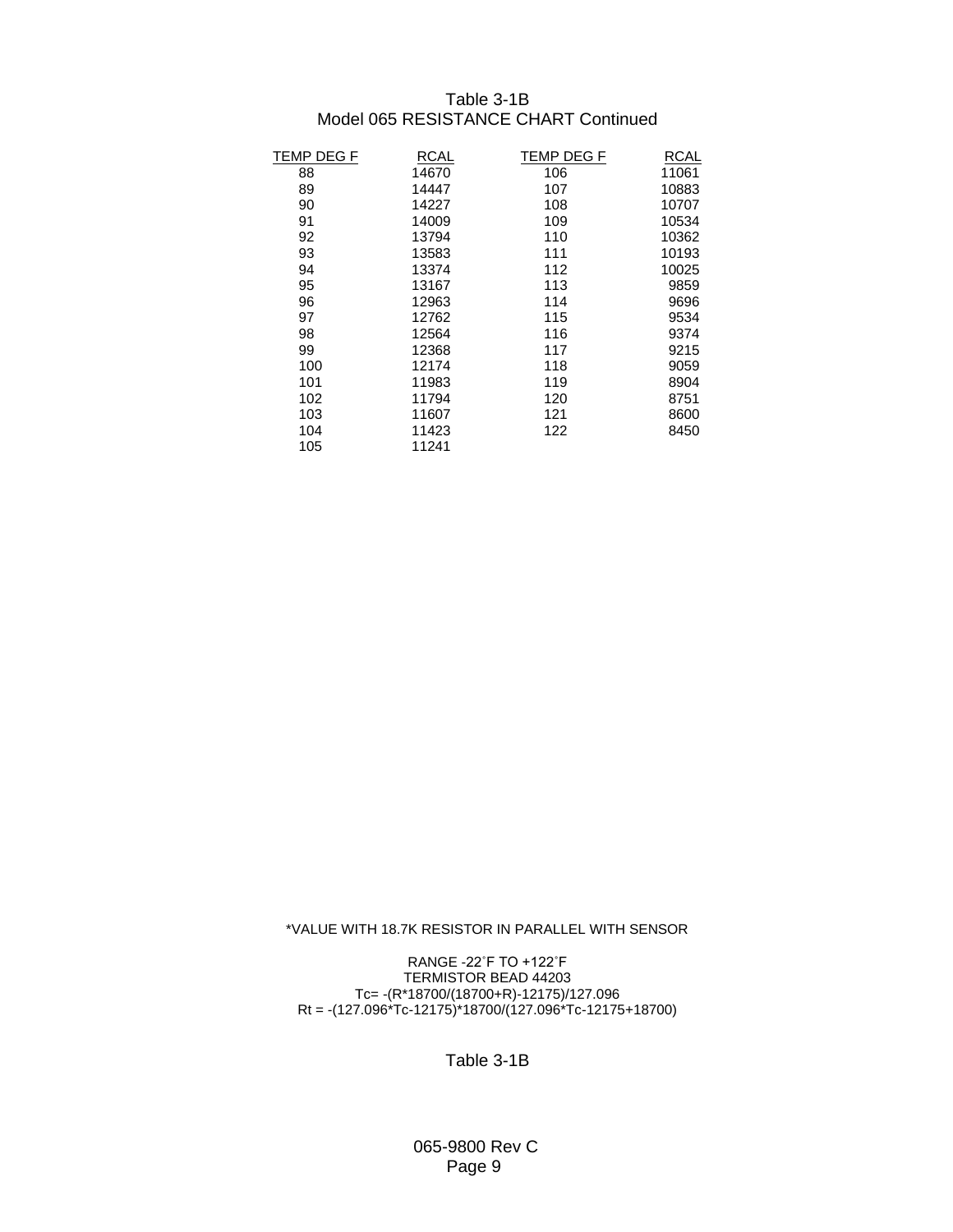# Table 3-1B
## Model 065 RESISTANCE CHART Continued

| TEMP DEG F | RCAL | TEMP DEG F | RCAL |
|---|---|---|---|
| 88 | 14670 | 106 | 11061 |
| 89 | 14447 | 107 | 10883 |
| 90 | 14227 | 108 | 10707 |
| 91 | 14009 | 109 | 10534 |
| 92 | 13794 | 110 | 10362 |
| 93 | 13583 | 111 | 10193 |
| 94 | 13374 | 112 | 10025 |
| 95 | 13167 | 113 | 9859 |
| 96 | 12963 | 114 | 9696 |
| 97 | 12762 | 115 | 9534 |
| 98 | 12564 | 116 | 9374 |
| 99 | 12368 | 117 | 9215 |
| 100 | 12174 | 118 | 9059 |
| 101 | 11983 | 119 | 8904 |
| 102 | 11794 | 120 | 8751 |
| 103 | 11607 | 121 | 8600 |
| 104 | 11423 | 122 | 8450 |
| 105 | 11241 | | |

*VALUE WITH 18.7K RESISTOR IN PARALLEL WITH SENSOR

RANGE -22˚F TO +122˚F

TERMISTOR BEAD 44203

Tc= -(R*18700/(18700+R)-12175)/127.096

Rt = -(127.096*Tc-12175)*18700/(127.096*Tc-12175+18700)

Table 3-1B

065-9800 Rev C